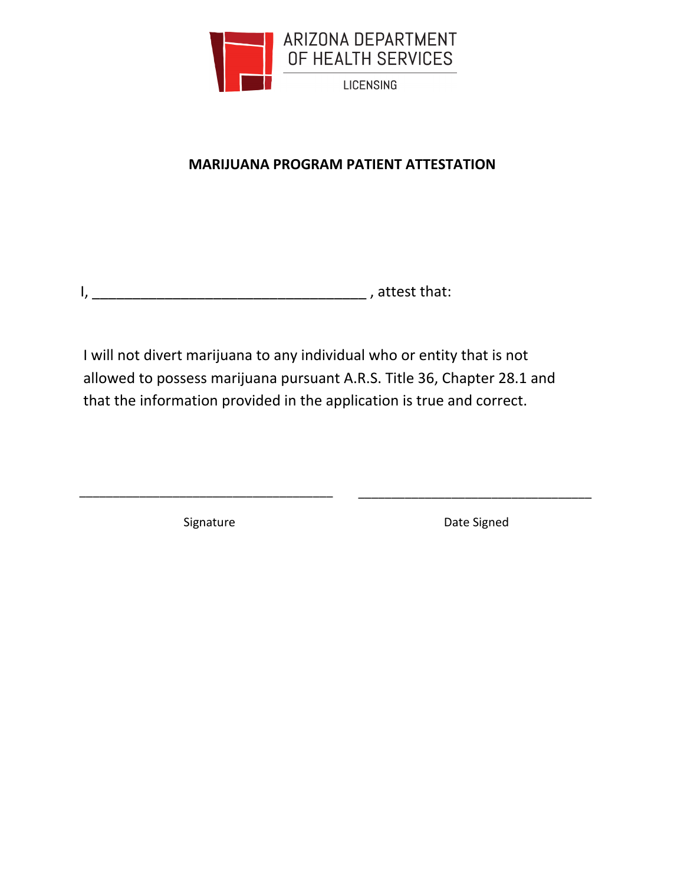ARIZONA DEPARTMENT OF HEALTH SERVICES

LICENSING

**MARIJUANA PROGRAM PATIENT ATTESTATION**

I, ___________________________________ , attest that:

I will not divert marijuana to any individual who or entity that is not allowed to possess marijuana pursuant A.R.S. Title 36, Chapter 28.1 and that the information provided in the application is true and correct.

___________________________________ ___________________________________

Signature Date Signed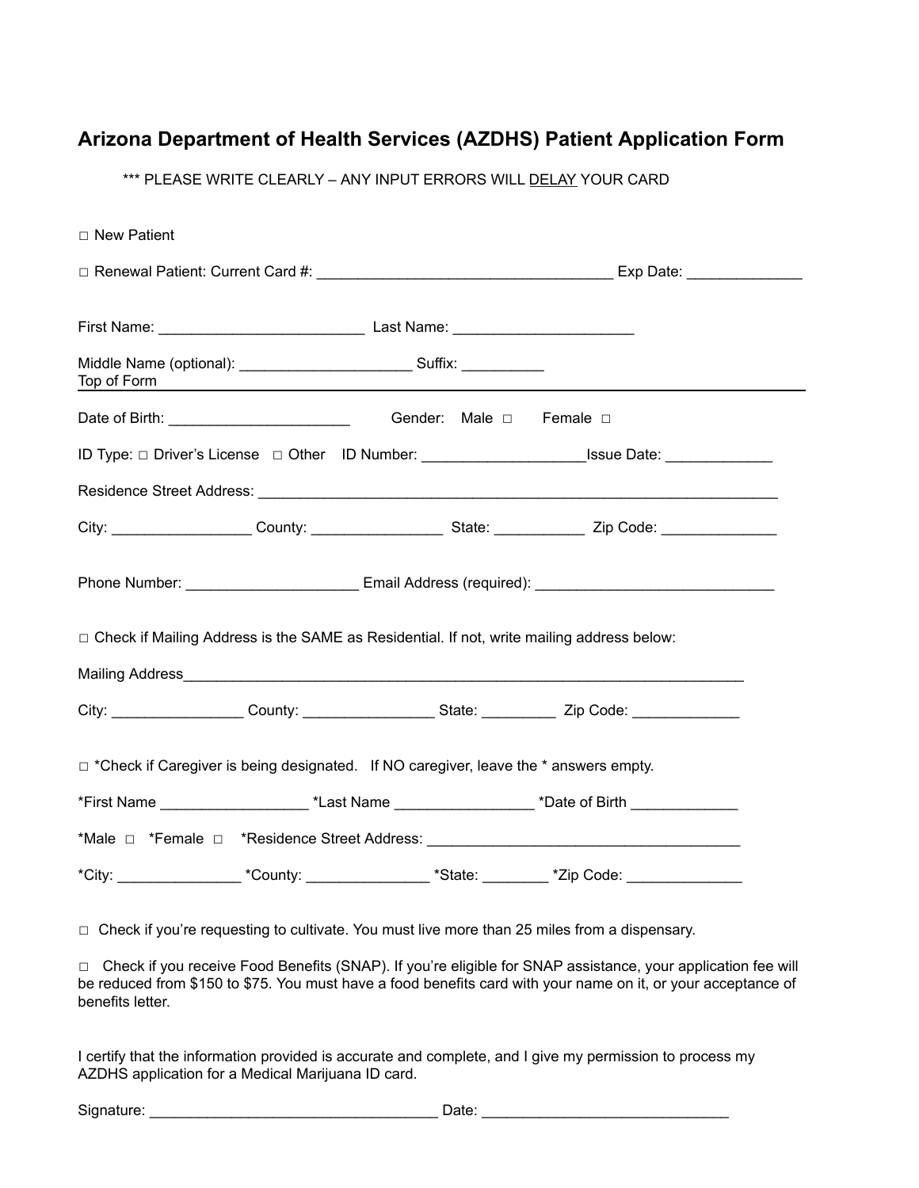## Arizona Department of Health Services (AZDHS) Patient Application Form

*** PLEASE WRITE CLEARLY – ANY INPUT ERRORS WILL DELAY YOUR CARD

□ New Patient

□ Renewal Patient: Current Card #: ____________________________________ Exp Date: ______________

First Name: _________________________ Last Name: ______________________

Middle Name (optional): _____________________ Suffix: __________

Top of Form

Date of Birth: ______________________ Gender: Male □ Female □

ID Type: □ Driver's License □ Other ID Number: ___________________Issue Date: _____________

Residence Street Address: _______________________________________________________________

City: _________________ County: ________________ State: ___________ Zip Code: ______________

Phone Number: ____________________ Email Address (required): ____________________________

□ Check if Mailing Address is the SAME as Residential. If not, write mailing address below:

Mailing Address______________________________________________________________________

City: ________________ County: ________________ State: _________ Zip Code: _____________

□ *Check if Caregiver is being designated. If NO caregiver, leave the * answers empty.

*First Name __________________ *Last Name _________________ *Date of Birth _____________

*Male □ *Female □ *Residence Street Address: ______________________________________

*City: _______________ *County: _______________ *State: ________ *Zip Code: ______________

□ Check if you're requesting to cultivate. You must live more than 25 miles from a dispensary.

□ Check if you receive Food Benefits (SNAP). If you're eligible for SNAP assistance, your application fee will be reduced from $150 to $75. You must have a food benefits card with your name on it, or your acceptance of benefits letter.

I certify that the information provided is accurate and complete, and I give my permission to process my AZDHS application for a Medical Marijuana ID card.

Signature: ___________________________________ Date: ______________________________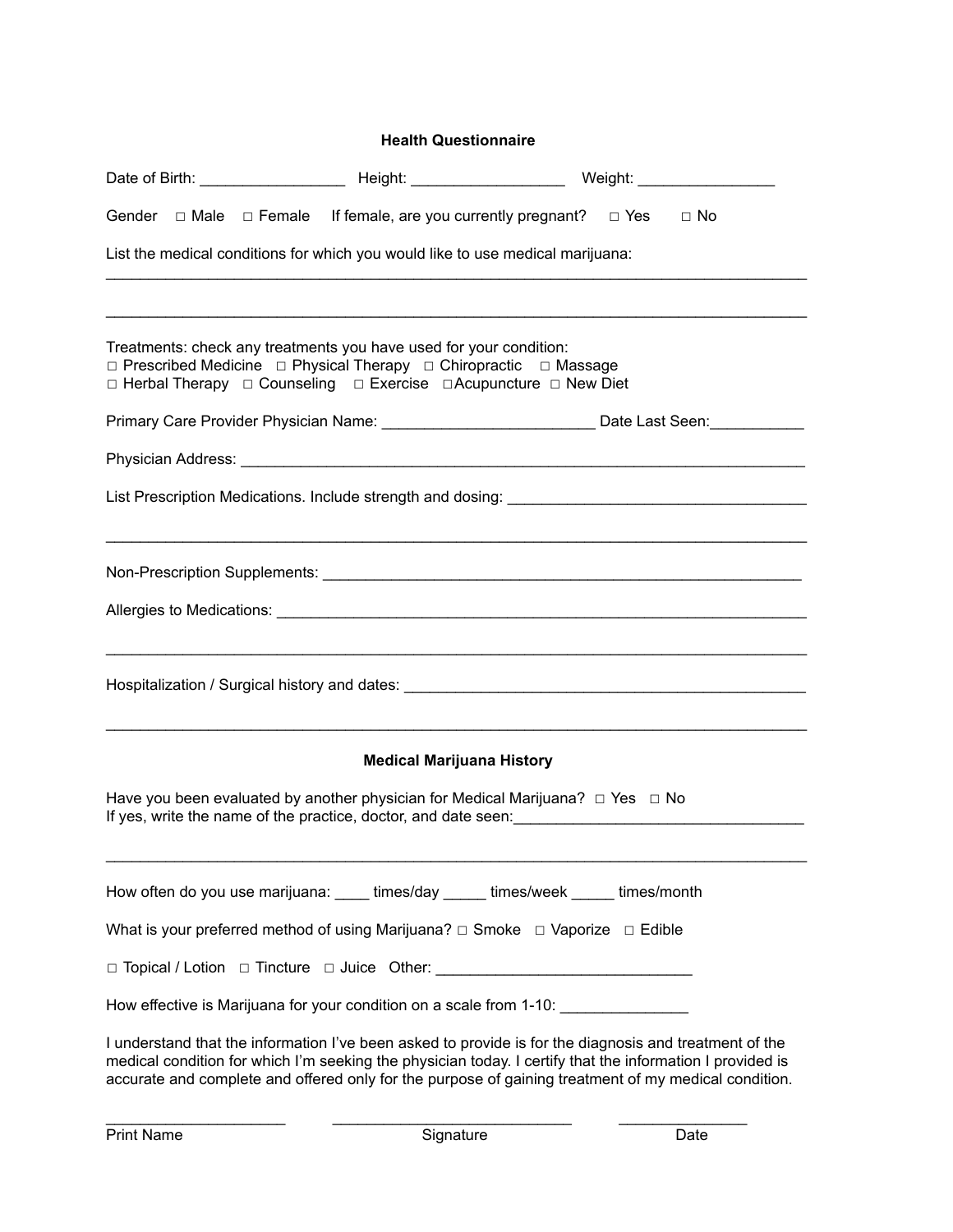## Health Questionnaire

Date of Birth: _________________ Height: __________________ Weight: ________________

Gender □ Male □ Female If female, are you currently pregnant? □ Yes □ No

List the medical conditions for which you would like to use medical marijuana:

___________________________________________________________________________________

___________________________________________________________________________________

Treatments: check any treatments you have used for your condition:
□ Prescribed Medicine □ Physical Therapy □ Chiropractic □ Massage
□ Herbal Therapy □ Counseling □ Exercise □ Acupuncture □ New Diet

Primary Care Provider Physician Name: _________________________ Date Last Seen:___________

Physician Address: ____________________________________________________________________

List Prescription Medications. Include strength and dosing: ___________________________________

___________________________________________________________________________________

Non-Prescription Supplements: ________________________________________________________

Allergies to Medications: _____________________________________________________________

___________________________________________________________________________________

Hospitalization / Surgical history and dates: _______________________________________________

___________________________________________________________________________________

## Medical Marijuana History

Have you been evaluated by another physician for Medical Marijuana? □ Yes □ No
If yes, write the name of the practice, doctor, and date seen:___________________________________

___________________________________________________________________________________

How often do you use marijuana: ____ times/day _____ times/week _____ times/month

What is your preferred method of using Marijuana? □ Smoke □ Vaporize □ Edible

□ Topical / Lotion □ Tincture □ Juice Other: ______________________________

How effective is Marijuana for your condition on a scale from 1-10: _______________

I understand that the information I've been asked to provide is for the diagnosis and treatment of the medical condition for which I'm seeking the physician today. I certify that the information I provided is accurate and complete and offered only for the purpose of gaining treatment of my medical condition.

| _____________________ | ____________________________ | _______________ |
|---|---|---|
| Print Name | Signature | Date |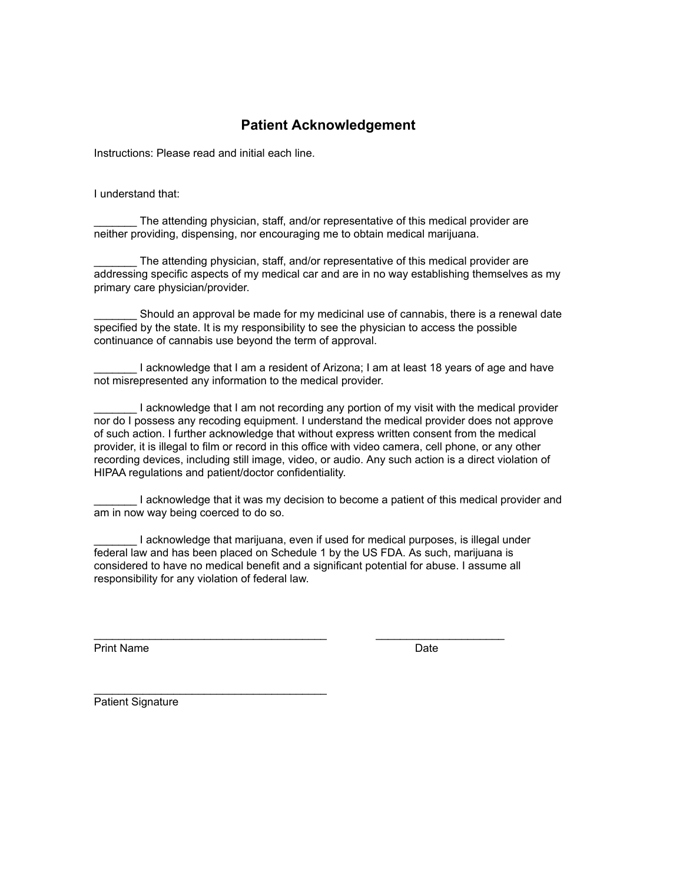# Patient Acknowledgement

Instructions: Please read and initial each line.

I understand that:

_______ The attending physician, staff, and/or representative of this medical provider are neither providing, dispensing, nor encouraging me to obtain medical marijuana.

_______ The attending physician, staff, and/or representative of this medical provider are addressing specific aspects of my medical car and are in no way establishing themselves as my primary care physician/provider.

_______ Should an approval be made for my medicinal use of cannabis, there is a renewal date specified by the state. It is my responsibility to see the physician to access the possible continuance of cannabis use beyond the term of approval.

_______ I acknowledge that I am a resident of Arizona; I am at least 18 years of age and have not misrepresented any information to the medical provider.

_______ I acknowledge that I am not recording any portion of my visit with the medical provider nor do I possess any recoding equipment. I understand the medical provider does not approve of such action. I further acknowledge that without express written consent from the medical provider, it is illegal to film or record in this office with video camera, cell phone, or any other recording devices, including still image, video, or audio. Any such action is a direct violation of HIPAA regulations and patient/doctor confidentiality.

_______ I acknowledge that it was my decision to become a patient of this medical provider and am in now way being coerced to do so.

_______ I acknowledge that marijuana, even if used for medical purposes, is illegal under federal law and has been placed on Schedule 1 by the US FDA. As such, marijuana is considered to have no medical benefit and a significant potential for abuse. I assume all responsibility for any violation of federal law.

_______________________________________ _____________________

Print Name Date

_______________________________________

Patient Signature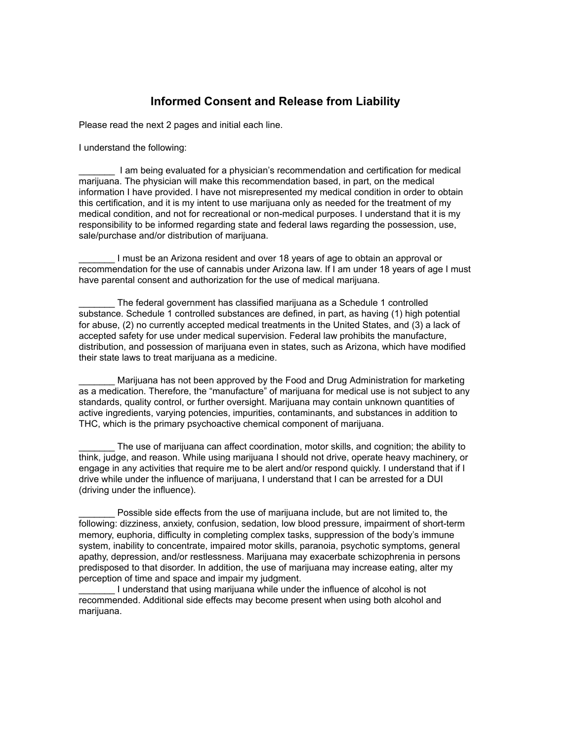# Informed Consent and Release from Liability

Please read the next 2 pages and initial each line.

I understand the following:

_______ I am being evaluated for a physician's recommendation and certification for medical marijuana. The physician will make this recommendation based, in part, on the medical information I have provided. I have not misrepresented my medical condition in order to obtain this certification, and it is my intent to use marijuana only as needed for the treatment of my medical condition, and not for recreational or non-medical purposes. I understand that it is my responsibility to be informed regarding state and federal laws regarding the possession, use, sale/purchase and/or distribution of marijuana.

_______ I must be an Arizona resident and over 18 years of age to obtain an approval or recommendation for the use of cannabis under Arizona law. If I am under 18 years of age I must have parental consent and authorization for the use of medical marijuana.

_______ The federal government has classified marijuana as a Schedule 1 controlled substance. Schedule 1 controlled substances are defined, in part, as having (1) high potential for abuse, (2) no currently accepted medical treatments in the United States, and (3) a lack of accepted safety for use under medical supervision. Federal law prohibits the manufacture, distribution, and possession of marijuana even in states, such as Arizona, which have modified their state laws to treat marijuana as a medicine.

_______ Marijuana has not been approved by the Food and Drug Administration for marketing as a medication. Therefore, the "manufacture" of marijuana for medical use is not subject to any standards, quality control, or further oversight. Marijuana may contain unknown quantities of active ingredients, varying potencies, impurities, contaminants, and substances in addition to THC, which is the primary psychoactive chemical component of marijuana.

_______ The use of marijuana can affect coordination, motor skills, and cognition; the ability to think, judge, and reason. While using marijuana I should not drive, operate heavy machinery, or engage in any activities that require me to be alert and/or respond quickly. I understand that if I drive while under the influence of marijuana, I understand that I can be arrested for a DUI (driving under the influence).

_______ Possible side effects from the use of marijuana include, but are not limited to, the following: dizziness, anxiety, confusion, sedation, low blood pressure, impairment of short-term memory, euphoria, difficulty in completing complex tasks, suppression of the body's immune system, inability to concentrate, impaired motor skills, paranoia, psychotic symptoms, general apathy, depression, and/or restlessness. Marijuana may exacerbate schizophrenia in persons predisposed to that disorder. In addition, the use of marijuana may increase eating, alter my perception of time and space and impair my judgment.

_______ I understand that using marijuana while under the influence of alcohol is not recommended. Additional side effects may become present when using both alcohol and marijuana.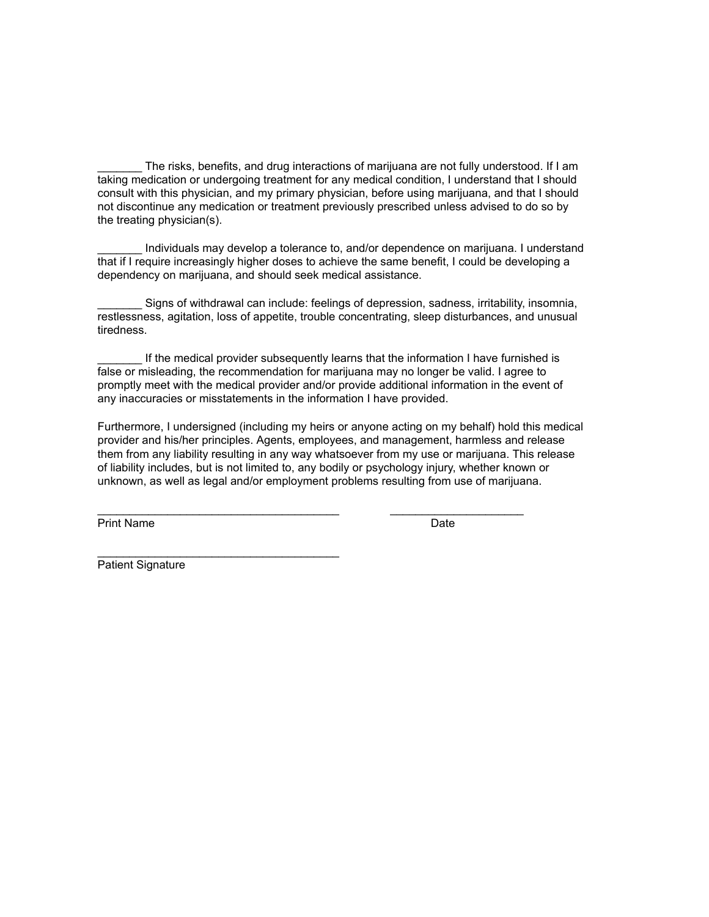_______ The risks, benefits, and drug interactions of marijuana are not fully understood. If I am taking medication or undergoing treatment for any medical condition, I understand that I should consult with this physician, and my primary physician, before using marijuana, and that I should not discontinue any medication or treatment previously prescribed unless advised to do so by the treating physician(s).

_______ Individuals may develop a tolerance to, and/or dependence on marijuana. I understand that if I require increasingly higher doses to achieve the same benefit, I could be developing a dependency on marijuana, and should seek medical assistance.

_______ Signs of withdrawal can include: feelings of depression, sadness, irritability, insomnia, restlessness, agitation, loss of appetite, trouble concentrating, sleep disturbances, and unusual tiredness.

_______ If the medical provider subsequently learns that the information I have furnished is false or misleading, the recommendation for marijuana may no longer be valid. I agree to promptly meet with the medical provider and/or provide additional information in the event of any inaccuracies or misstatements in the information I have provided.

Furthermore, I undersigned (including my heirs or anyone acting on my behalf) hold this medical provider and his/her principles. Agents, employees, and management, harmless and release them from any liability resulting in any way whatsoever from my use or marijuana. This release of liability includes, but is not limited to, any bodily or psychology injury, whether known or unknown, as well as legal and/or employment problems resulting from use of marijuana.

_______________________________________ _____________________
Print Name Date

_______________________________________
Patient Signature